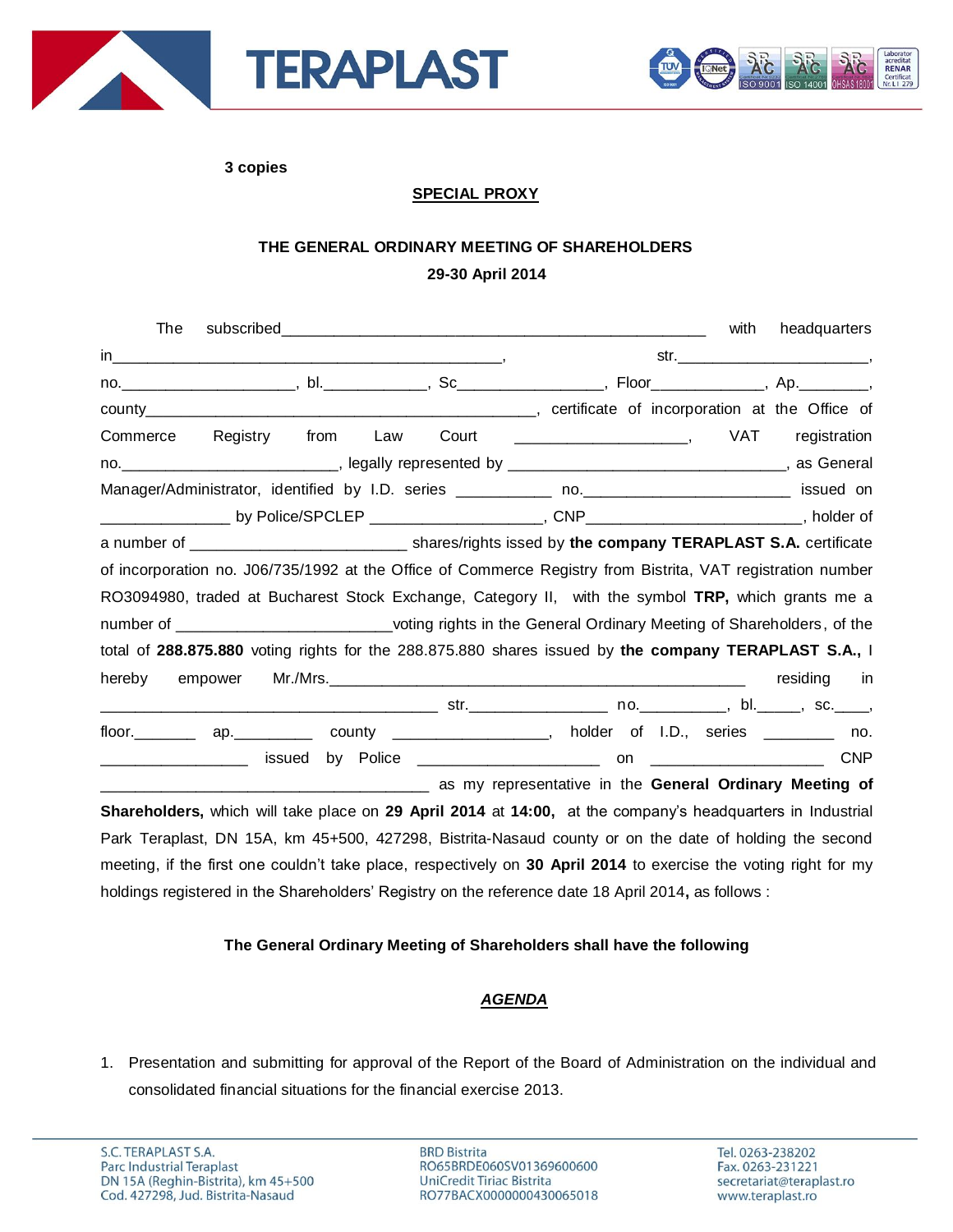**3 copies**

**SPECIAL PROXY**

**THE GENERAL ORDINARY MEETING OF SHAREHOLDERS**

**29-30 April 2014**

The subscribed_________________________________________________ with headquarters in_____________________________________________, str._____________________, no.____________________, bl.____________, Sc________________, Floor_____________, Ap.________, county_____________________________________________, certificate of incorporation at the Office of Commerce Registry from Law Court ___________________, VAT registration no._________________________, legally represented by _______________________________, as General Manager/Administrator, identified by I.D. series ___________ no._______________________ issued on _______________ by Police/SPCLEP ___________________, CNP________________________, holder of a number of ________________________ shares/rights issed by **the company TERAPLAST S.A.** certificate of incorporation no. J06/735/1992 at the Office of Commerce Registry from Bistrita, VAT registration number RO3094980, traded at Bucharest Stock Exchange, Category II, with the symbol **TRP,** which grants me a number of _________________________voting rights in the General Ordinary Meeting of Shareholders, of the total of **288.875.880** voting rights for the 288.875.880 shares issued by **the company TERAPLAST S.A.,** I hereby empower Mr./Mrs.________________________________________________ residing in _______________________________________ str._______________ no.__________, bl._____, sc.____, floor._______ ap._________ county _________________, holder of I.D., series ________ no. _________________ issued by Police _____________________ on ___________________ CNP _______________________________________ as my representative in the **General Ordinary Meeting of Shareholders,** which will take place on **29 April 2014** at **14:00,** at the company's headquarters in Industrial Park Teraplast, DN 15A, km 45+500, 427298, Bistrita-Nasaud county or on the date of holding the second meeting, if the first one couldn't take place, respectively on **30 April 2014** to exercise the voting right for my holdings registered in the Shareholders' Registry on the reference date 18 April 2014**,** as follows :

**The General Ordinary Meeting of Shareholders shall have the following**

***AGENDA***

1. Presentation and submitting for approval of the Report of the Board of Administration on the individual and consolidated financial situations for the financial exercise 2013.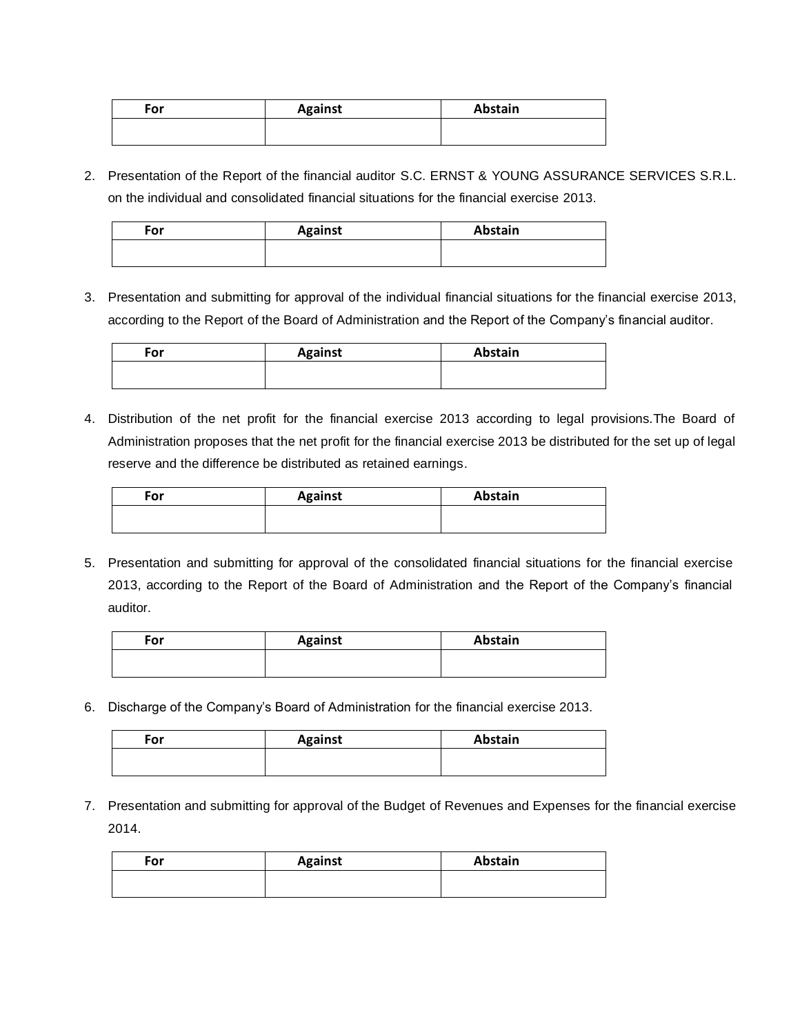| For | Against | Abstain |
|---|---|---|
| | | |

2. Presentation of the Report of the financial auditor S.C. ERNST & YOUNG ASSURANCE SERVICES S.R.L. on the individual and consolidated financial situations for the financial exercise 2013.

| For | Against | Abstain |
|---|---|---|
| | | |

3. Presentation and submitting for approval of the individual financial situations for the financial exercise 2013, according to the Report of the Board of Administration and the Report of the Company's financial auditor.

| For | Against | Abstain |
|---|---|---|
| | | |

4. Distribution of the net profit for the financial exercise 2013 according to legal provisions.The Board of Administration proposes that the net profit for the financial exercise 2013 be distributed for the set up of legal reserve and the difference be distributed as retained earnings.

| For | Against | Abstain |
|---|---|---|
| | | |

5. Presentation and submitting for approval of the consolidated financial situations for the financial exercise 2013, according to the Report of the Board of Administration and the Report of the Company's financial auditor.

| For | Against | Abstain |
|---|---|---|
| | | |

6. Discharge of the Company's Board of Administration for the financial exercise 2013.

| For | Against | Abstain |
|---|---|---|
| | | |

7. Presentation and submitting for approval of the Budget of Revenues and Expenses for the financial exercise 2014.

| For | Against | Abstain |
|---|---|---|
| | | |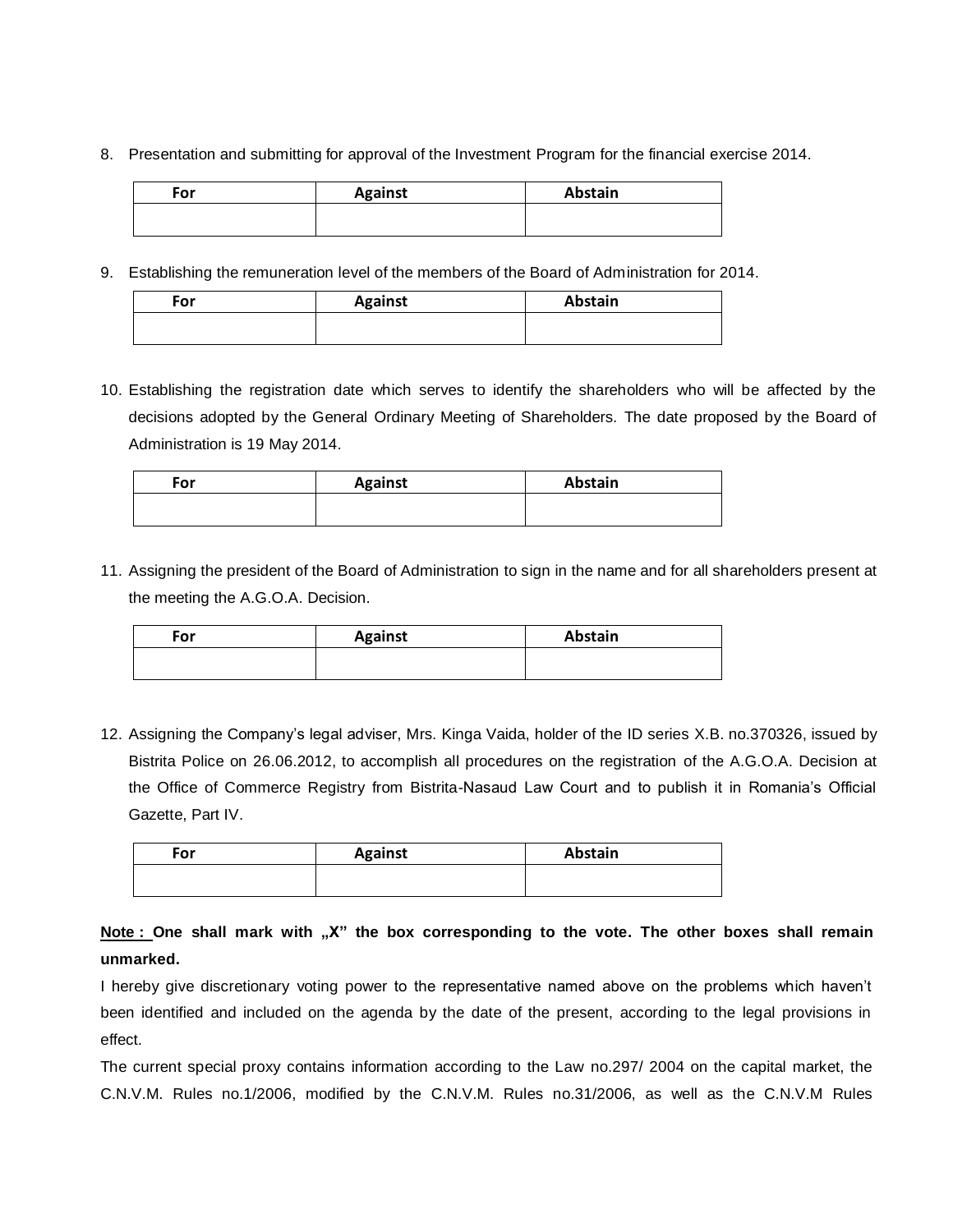8. Presentation and submitting for approval of the Investment Program for the financial exercise 2014.

| For | Against | Abstain |
|---|---|---|
| | | |

9. Establishing the remuneration level of the members of the Board of Administration for 2014.

| For | Against | Abstain |
|---|---|---|
| | | |

10. Establishing the registration date which serves to identify the shareholders who will be affected by the decisions adopted by the General Ordinary Meeting of Shareholders. The date proposed by the Board of Administration is 19 May 2014.

| For | Against | Abstain |
|---|---|---|
| | | |

11. Assigning the president of the Board of Administration to sign in the name and for all shareholders present at the meeting the A.G.O.A. Decision.

| For | Against | Abstain |
|---|---|---|
| | | |

12. Assigning the Company's legal adviser, Mrs. Kinga Vaida, holder of the ID series X.B. no.370326, issued by Bistrita Police on 26.06.2012, to accomplish all procedures on the registration of the A.G.O.A. Decision at the Office of Commerce Registry from Bistrita-Nasaud Law Court and to publish it in Romania's Official Gazette, Part IV.

| For | Against | Abstain |
|---|---|---|
| | | |

**Note : One shall mark with „X" the box corresponding to the vote. The other boxes shall remain unmarked.**

I hereby give discretionary voting power to the representative named above on the problems which haven't been identified and included on the agenda by the date of the present, according to the legal provisions in effect.

The current special proxy contains information according to the Law no.297/ 2004 on the capital market, the C.N.V.M. Rules no.1/2006, modified by the C.N.V.M. Rules no.31/2006, as well as the C.N.V.M Rules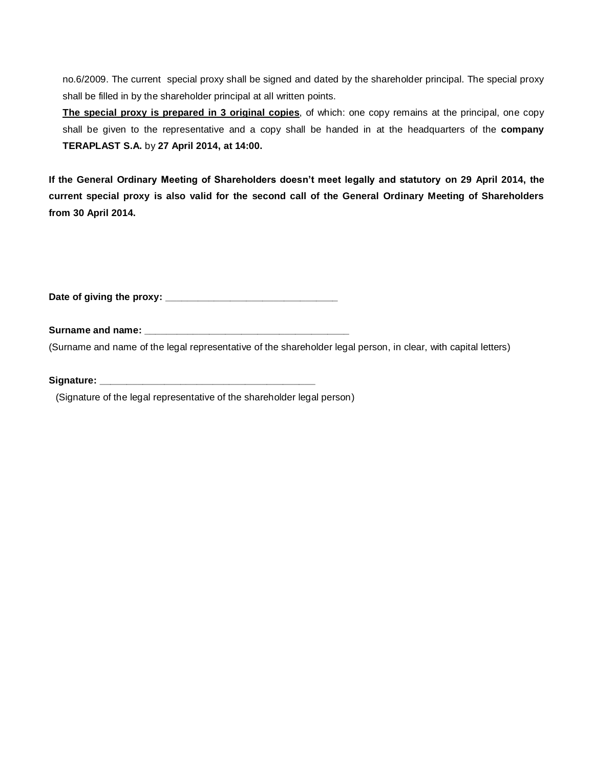no.6/2009. The current special proxy shall be signed and dated by the shareholder principal. The special proxy shall be filled in by the shareholder principal at all written points.

**<u>The special proxy is prepared in 3 original copies</u>**, of which: one copy remains at the principal, one copy shall be given to the representative and a copy shall be handed in at the headquarters of the **company TERAPLAST S.A.** by **27 April 2014, at 14:00.**

**If the General Ordinary Meeting of Shareholders doesn't meet legally and statutory on 29 April 2014, the current special proxy is also valid for the second call of the General Ordinary Meeting of Shareholders from 30 April 2014.**

**Date of giving the proxy: ________________________________**

**Surname and name: ______________________________________**

(Surname and name of the legal representative of the shareholder legal person, in clear, with capital letters)

**Signature: _________________________________________**

(Signature of the legal representative of the shareholder legal person)